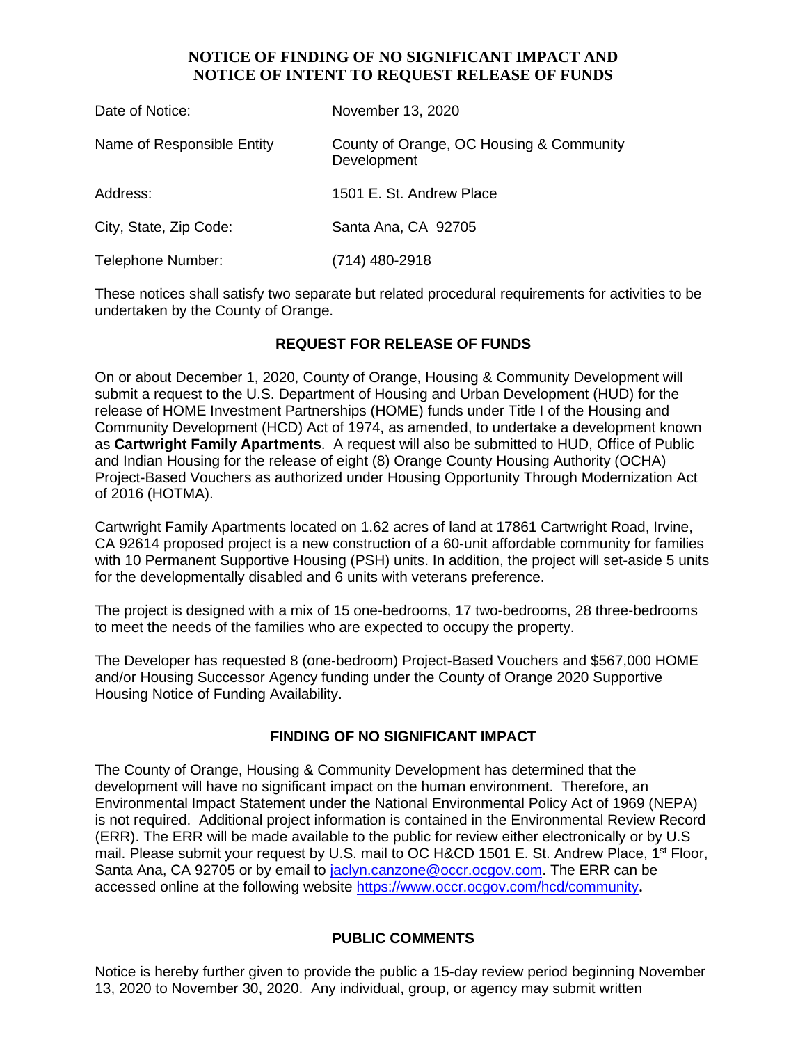# NOTICE OF FINDING OF NO SIGNIFICANT IMPACT AND NOTICE OF INTENT TO REQUEST RELEASE OF FUNDS

| | |
|---|---|
| Date of Notice: | November 13, 2020 |
| Name of Responsible Entity | County of Orange, OC Housing & Community Development |
| Address: | 1501 E. St. Andrew Place |
| City, State, Zip Code: | Santa Ana, CA 92705 |
| Telephone Number: | (714) 480-2918 |

These notices shall satisfy two separate but related procedural requirements for activities to be undertaken by the County of Orange.

## REQUEST FOR RELEASE OF FUNDS

On or about December 1, 2020, County of Orange, Housing & Community Development will submit a request to the U.S. Department of Housing and Urban Development (HUD) for the release of HOME Investment Partnerships (HOME) funds under Title I of the Housing and Community Development (HCD) Act of 1974, as amended, to undertake a development known as **Cartwright Family Apartments**. A request will also be submitted to HUD, Office of Public and Indian Housing for the release of eight (8) Orange County Housing Authority (OCHA) Project-Based Vouchers as authorized under Housing Opportunity Through Modernization Act of 2016 (HOTMA).

Cartwright Family Apartments located on 1.62 acres of land at 17861 Cartwright Road, Irvine, CA 92614 proposed project is a new construction of a 60-unit affordable community for families with 10 Permanent Supportive Housing (PSH) units. In addition, the project will set-aside 5 units for the developmentally disabled and 6 units with veterans preference.

The project is designed with a mix of 15 one-bedrooms, 17 two-bedrooms, 28 three-bedrooms to meet the needs of the families who are expected to occupy the property.

The Developer has requested 8 (one-bedroom) Project-Based Vouchers and $567,000 HOME and/or Housing Successor Agency funding under the County of Orange 2020 Supportive Housing Notice of Funding Availability.

## FINDING OF NO SIGNIFICANT IMPACT

The County of Orange, Housing & Community Development has determined that the development will have no significant impact on the human environment. Therefore, an Environmental Impact Statement under the National Environmental Policy Act of 1969 (NEPA) is not required. Additional project information is contained in the Environmental Review Record (ERR). The ERR will be made available to the public for review either electronically or by U.S mail. Please submit your request by U.S. mail to OC H&CD 1501 E. St. Andrew Place, 1st Floor, Santa Ana, CA 92705 or by email to jaclyn.canzone@occr.ocgov.com. The ERR can be accessed online at the following website https://www.occr.ocgov.com/hcd/community.

## PUBLIC COMMENTS

Notice is hereby further given to provide the public a 15-day review period beginning November 13, 2020 to November 30, 2020. Any individual, group, or agency may submit written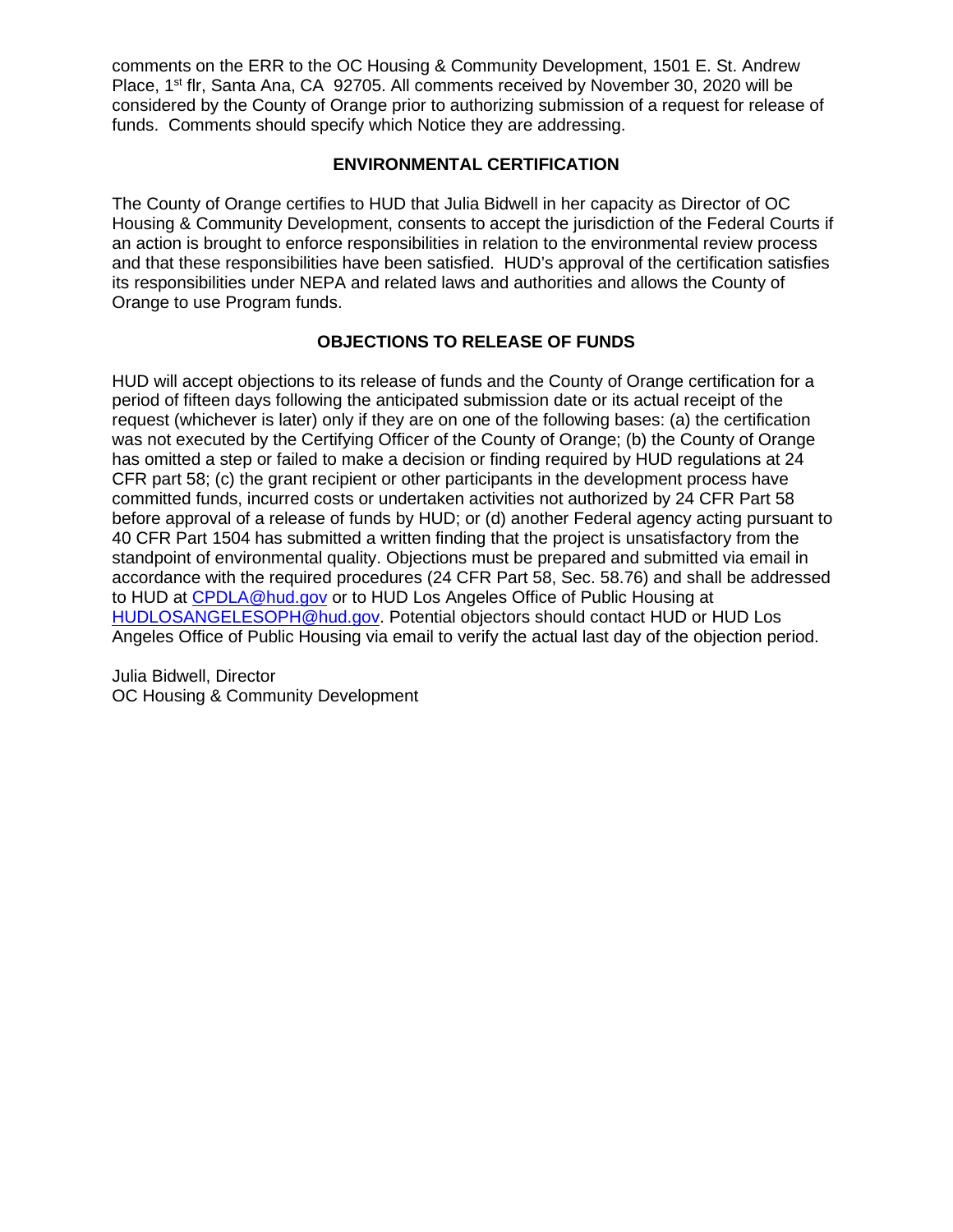comments on the ERR to the OC Housing & Community Development, 1501 E. St. Andrew Place, 1st flr, Santa Ana, CA 92705. All comments received by November 30, 2020 will be considered by the County of Orange prior to authorizing submission of a request for release of funds. Comments should specify which Notice they are addressing.

## ENVIRONMENTAL CERTIFICATION

The County of Orange certifies to HUD that Julia Bidwell in her capacity as Director of OC Housing & Community Development, consents to accept the jurisdiction of the Federal Courts if an action is brought to enforce responsibilities in relation to the environmental review process and that these responsibilities have been satisfied. HUD's approval of the certification satisfies its responsibilities under NEPA and related laws and authorities and allows the County of Orange to use Program funds.

## OBJECTIONS TO RELEASE OF FUNDS

HUD will accept objections to its release of funds and the County of Orange certification for a period of fifteen days following the anticipated submission date or its actual receipt of the request (whichever is later) only if they are on one of the following bases: (a) the certification was not executed by the Certifying Officer of the County of Orange; (b) the County of Orange has omitted a step or failed to make a decision or finding required by HUD regulations at 24 CFR part 58; (c) the grant recipient or other participants in the development process have committed funds, incurred costs or undertaken activities not authorized by 24 CFR Part 58 before approval of a release of funds by HUD; or (d) another Federal agency acting pursuant to 40 CFR Part 1504 has submitted a written finding that the project is unsatisfactory from the standpoint of environmental quality. Objections must be prepared and submitted via email in accordance with the required procedures (24 CFR Part 58, Sec. 58.76) and shall be addressed to HUD at CPDLA@hud.gov or to HUD Los Angeles Office of Public Housing at HUDLOSANGELESOPH@hud.gov. Potential objectors should contact HUD or HUD Los Angeles Office of Public Housing via email to verify the actual last day of the objection period.

Julia Bidwell, Director
OC Housing & Community Development